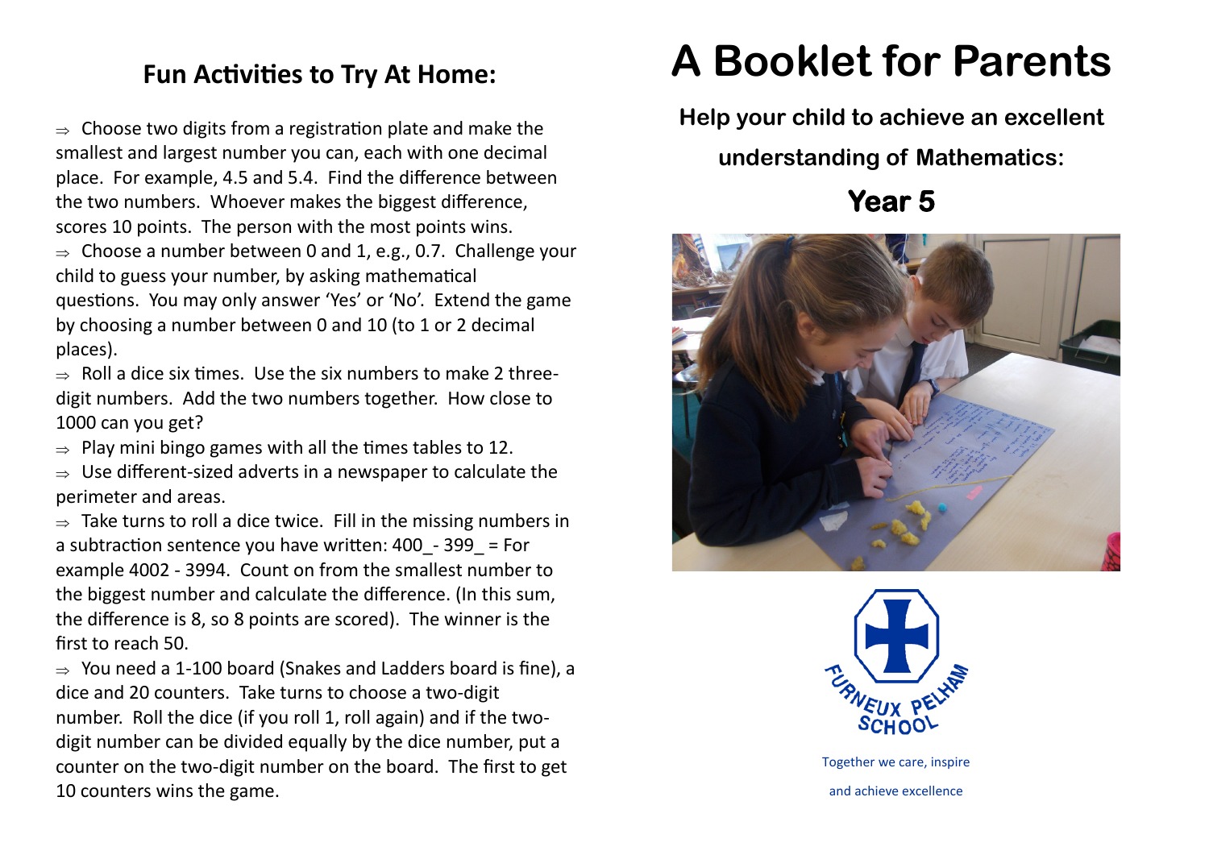## Fun Activities to Try At Home:

- Choose two digits from a registration plate and make the smallest and largest number you can, each with one decimal place. For example, 4.5 and 5.4. Find the difference between the two numbers. Whoever makes the biggest difference, scores 10 points. The person with the most points wins.
- Choose a number between 0 and 1, e.g., 0.7. Challenge your child to guess your number, by asking mathematical questions. You may only answer 'Yes' or 'No'. Extend the game by choosing a number between 0 and 10 (to 1 or 2 decimal places).
- Roll a dice six times. Use the six numbers to make 2 three-digit numbers. Add the two numbers together. How close to 1000 can you get?
- Play mini bingo games with all the times tables to 12.
- Use different-sized adverts in a newspaper to calculate the perimeter and areas.
- Take turns to roll a dice twice. Fill in the missing numbers in a subtraction sentence you have written: 400_- 399_ = For example 4002 - 3994. Count on from the smallest number to the biggest number and calculate the difference. (In this sum, the difference is 8, so 8 points are scored). The winner is the first to reach 50.
- You need a 1-100 board (Snakes and Ladders board is fine), a dice and 20 counters. Take turns to choose a two-digit number. Roll the dice (if you roll 1, roll again) and if the two-digit number can be divided equally by the dice number, put a counter on the two-digit number on the board. The first to get 10 counters wins the game.

# A Booklet for Parents

**Help your child to achieve an excellent understanding of Mathematics:**

## Year 5

FURNEUX PELHAM SCHOOL

Together we care, inspire and achieve excellence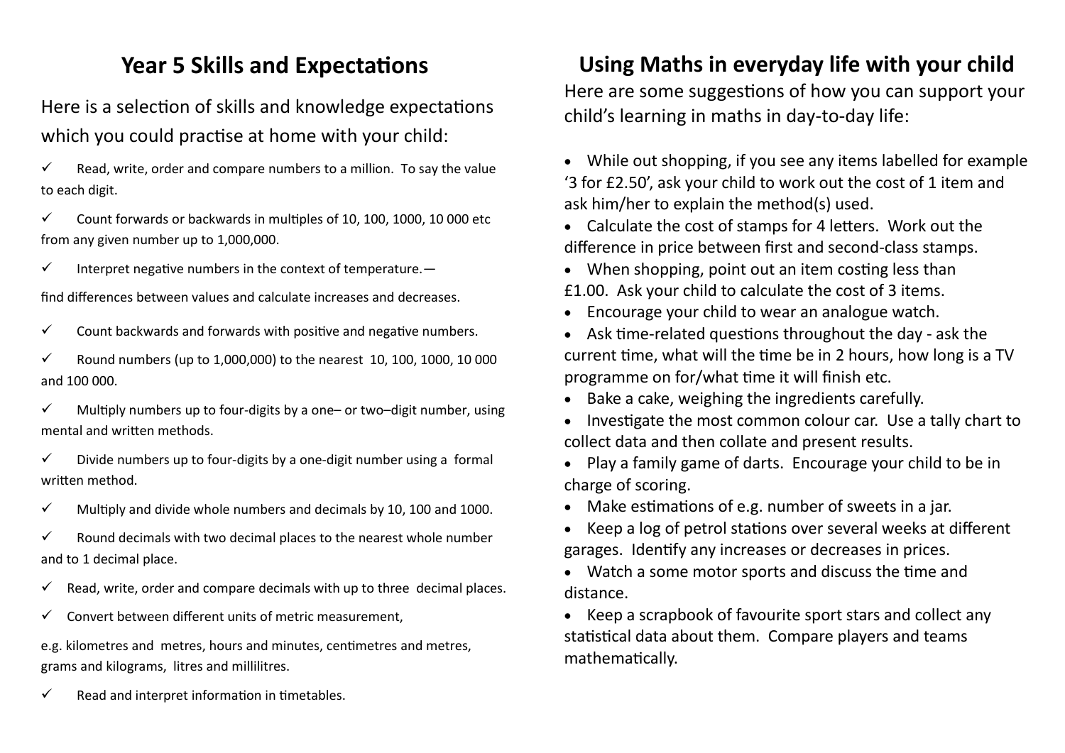## Year 5 Skills and Expectations

Here is a selection of skills and knowledge expectations which you could practise at home with your child:

- ✓ Read, write, order and compare numbers to a million. To say the value to each digit.
- ✓ Count forwards or backwards in multiples of 10, 100, 1000, 10 000 etc from any given number up to 1,000,000.
- ✓ Interpret negative numbers in the context of temperature.—

find differences between values and calculate increases and decreases.

- ✓ Count backwards and forwards with positive and negative numbers.
- ✓ Round numbers (up to 1,000,000) to the nearest 10, 100, 1000, 10 000 and 100 000.
- ✓ Multiply numbers up to four-digits by a one– or two–digit number, using mental and written methods.
- ✓ Divide numbers up to four-digits by a one-digit number using a formal written method.
- ✓ Multiply and divide whole numbers and decimals by 10, 100 and 1000.
- ✓ Round decimals with two decimal places to the nearest whole number and to 1 decimal place.
- ✓ Read, write, order and compare decimals with up to three decimal places.
- ✓ Convert between different units of metric measurement,

e.g. kilometres and metres, hours and minutes, centimetres and metres, grams and kilograms, litres and millilitres.

- ✓ Read and interpret information in timetables.

## Using Maths in everyday life with your child

Here are some suggestions of how you can support your child's learning in maths in day-to-day life:

- While out shopping, if you see any items labelled for example '3 for £2.50', ask your child to work out the cost of 1 item and ask him/her to explain the method(s) used.
- Calculate the cost of stamps for 4 letters. Work out the difference in price between first and second-class stamps.
- When shopping, point out an item costing less than £1.00. Ask your child to calculate the cost of 3 items.
- Encourage your child to wear an analogue watch.
- Ask time-related questions throughout the day - ask the current time, what will the time be in 2 hours, how long is a TV programme on for/what time it will finish etc.
- Bake a cake, weighing the ingredients carefully.
- Investigate the most common colour car. Use a tally chart to collect data and then collate and present results.
- Play a family game of darts. Encourage your child to be in charge of scoring.
- Make estimations of e.g. number of sweets in a jar.
- Keep a log of petrol stations over several weeks at different garages. Identify any increases or decreases in prices.
- Watch a some motor sports and discuss the time and distance.
- Keep a scrapbook of favourite sport stars and collect any statistical data about them. Compare players and teams mathematically.